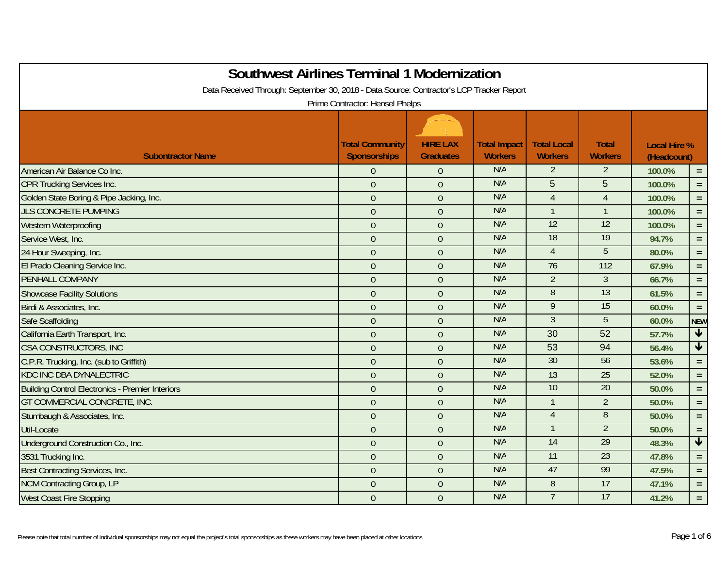# Southwest Airlines Terminal 1 Modernization

Data Received Through: September 30, 2018 - Data Source: Contractor's LCP Tracker Report

Prime Contractor: Hensel Phelps

| Subontractor Name | Total Community Sponsorships | HIRE LAX Graduates | Total Impact Workers | Total Local Workers | Total Workers | Local Hire % (Headcount) | |
|---|---|---|---|---|---|---|---|
| American Air Balance Co Inc. | 0 | 0 | N/A | 2 | 2 | 100.0% | = |
| CPR Trucking Services Inc. | 0 | 0 | N/A | 5 | 5 | 100.0% | = |
| Golden State Boring & Pipe Jacking, Inc. | 0 | 0 | N/A | 4 | 4 | 100.0% | = |
| JLS CONCRETE PUMPING | 0 | 0 | N/A | 1 | 1 | 100.0% | = |
| Western Waterproofing | 0 | 0 | N/A | 12 | 12 | 100.0% | = |
| Service West, Inc. | 0 | 0 | N/A | 18 | 19 | 94.7% | = |
| 24 Hour Sweeping, Inc. | 0 | 0 | N/A | 4 | 5 | 80.0% | = |
| El Prado Cleaning Service Inc. | 0 | 0 | N/A | 76 | 112 | 67.9% | = |
| PENHALL COMPANY | 0 | 0 | N/A | 2 | 3 | 66.7% | = |
| Showcase Facility Solutions | 0 | 0 | N/A | 8 | 13 | 61.5% | = |
| Birdi & Associates, Inc. | 0 | 0 | N/A | 9 | 15 | 60.0% | = |
| Safe Scaffolding | 0 | 0 | N/A | 3 | 5 | 60.0% | NEW |
| California Earth Transport, Inc. | 0 | 0 | N/A | 30 | 52 | 57.7% | ↓ |
| CSA CONSTRUCTORS, INC | 0 | 0 | N/A | 53 | 94 | 56.4% | ↓ |
| C.P.R. Trucking, Inc. (sub to Griffith) | 0 | 0 | N/A | 30 | 56 | 53.6% | = |
| KDC INC DBA DYNALECTRIC | 0 | 0 | N/A | 13 | 25 | 52.0% | = |
| Building Control Electronics - Premier Interiors | 0 | 0 | N/A | 10 | 20 | 50.0% | = |
| GT COMMERCIAL CONCRETE, INC. | 0 | 0 | N/A | 1 | 2 | 50.0% | = |
| Stumbaugh & Associates, Inc. | 0 | 0 | N/A | 4 | 8 | 50.0% | = |
| Util-Locate | 0 | 0 | N/A | 1 | 2 | 50.0% | = |
| Underground Construction Co., Inc. | 0 | 0 | N/A | 14 | 29 | 48.3% | ↓ |
| 3531 Trucking Inc. | 0 | 0 | N/A | 11 | 23 | 47.8% | = |
| Best Contracting Services, Inc. | 0 | 0 | N/A | 47 | 99 | 47.5% | = |
| NCM Contracting Group, LP | 0 | 0 | N/A | 8 | 17 | 47.1% | = |
| West Coast Fire Stopping | 0 | 0 | N/A | 7 | 17 | 41.2% | = |

Please note that total number of individual sponsorships may not equal the project's total sponsorships as these workers may have been placed at other locations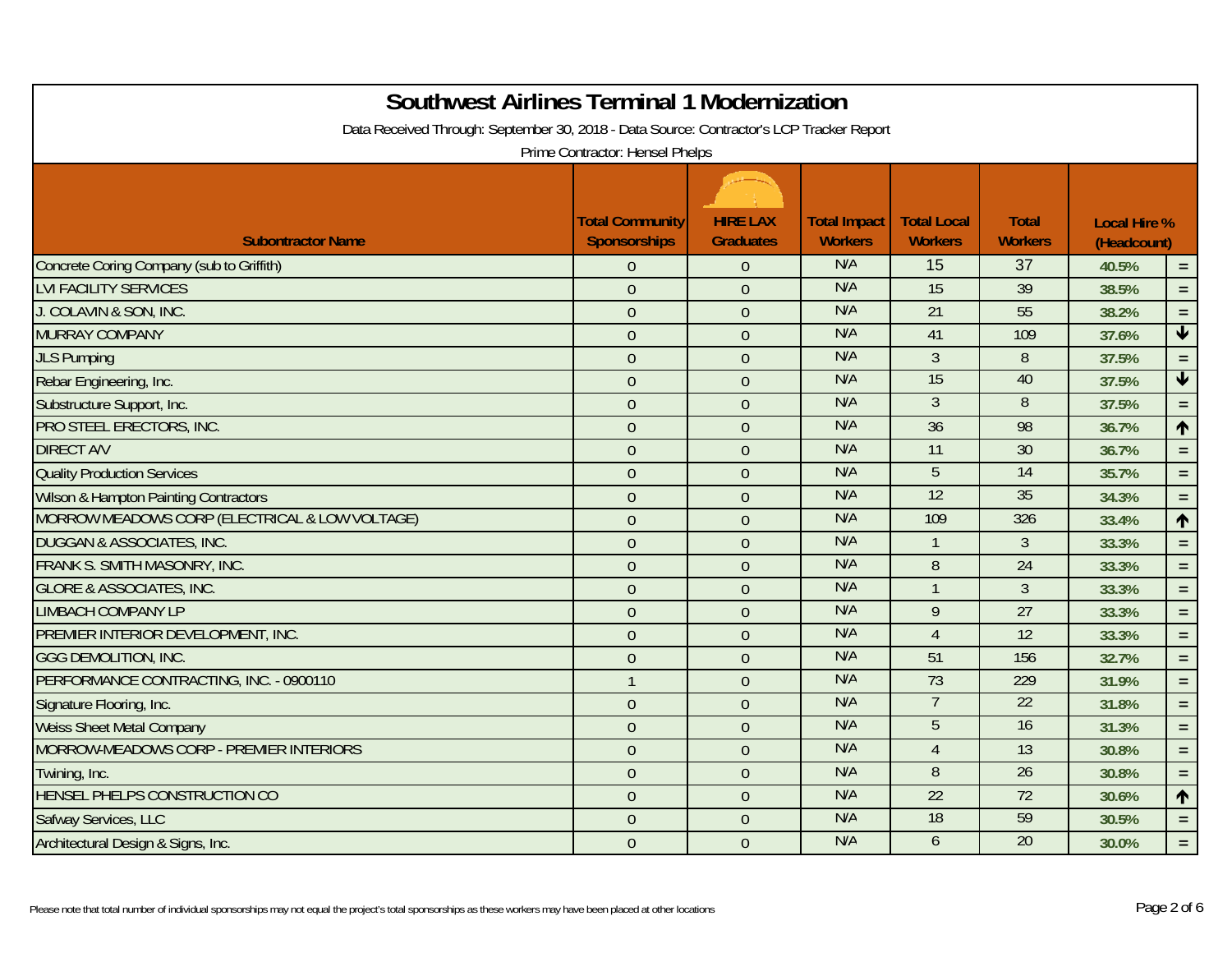# Southwest Airlines Terminal 1 Modernization

Data Received Through: September 30, 2018 - Data Source: Contractor's LCP Tracker Report

Prime Contractor: Hensel Phelps

| Subontractor Name | Total Community Sponsorships | HIRE LAX Graduates | Total Impact Workers | Total Local Workers | Total Workers | Local Hire % (Headcount) | |
|---|---|---|---|---|---|---|---|
| Concrete Coring Company (sub to Griffith) | 0 | 0 | N/A | 15 | 37 | 40.5% | = |
| LVI FACILITY SERVICES | 0 | 0 | N/A | 15 | 39 | 38.5% | = |
| J. COLAVIN & SON, INC. | 0 | 0 | N/A | 21 | 55 | 38.2% | = |
| MURRAY COMPANY | 0 | 0 | N/A | 41 | 109 | 37.6% | ↓ |
| JLS Pumping | 0 | 0 | N/A | 3 | 8 | 37.5% | = |
| Rebar Engineering, Inc. | 0 | 0 | N/A | 15 | 40 | 37.5% | ↓ |
| Substructure Support, Inc. | 0 | 0 | N/A | 3 | 8 | 37.5% | = |
| PRO STEEL ERECTORS, INC. | 0 | 0 | N/A | 36 | 98 | 36.7% | ↑ |
| DIRECT A/V | 0 | 0 | N/A | 11 | 30 | 36.7% | = |
| Quality Production Services | 0 | 0 | N/A | 5 | 14 | 35.7% | = |
| Wilson & Hampton Painting Contractors | 0 | 0 | N/A | 12 | 35 | 34.3% | = |
| MORROW MEADOWS CORP (ELECTRICAL & LOW VOLTAGE) | 0 | 0 | N/A | 109 | 326 | 33.4% | ↑ |
| DUGGAN & ASSOCIATES, INC. | 0 | 0 | N/A | 1 | 3 | 33.3% | = |
| FRANK S. SMITH MASONRY, INC. | 0 | 0 | N/A | 8 | 24 | 33.3% | = |
| GLORE & ASSOCIATES, INC. | 0 | 0 | N/A | 1 | 3 | 33.3% | = |
| LIMBACH COMPANY LP | 0 | 0 | N/A | 9 | 27 | 33.3% | = |
| PREMIER INTERIOR DEVELOPMENT, INC. | 0 | 0 | N/A | 4 | 12 | 33.3% | = |
| GGG DEMOLITION, INC. | 0 | 0 | N/A | 51 | 156 | 32.7% | = |
| PERFORMANCE CONTRACTING, INC. - 0900110 | 1 | 0 | N/A | 73 | 229 | 31.9% | = |
| Signature Flooring, Inc. | 0 | 0 | N/A | 7 | 22 | 31.8% | = |
| Weiss Sheet Metal Company | 0 | 0 | N/A | 5 | 16 | 31.3% | = |
| MORROW-MEADOWS CORP - PREMIER INTERIORS | 0 | 0 | N/A | 4 | 13 | 30.8% | = |
| Twining, Inc. | 0 | 0 | N/A | 8 | 26 | 30.8% | = |
| HENSEL PHELPS CONSTRUCTION CO | 0 | 0 | N/A | 22 | 72 | 30.6% | ↑ |
| Safway Services, LLC | 0 | 0 | N/A | 18 | 59 | 30.5% | = |
| Architectural Design & Signs, Inc. | 0 | 0 | N/A | 6 | 20 | 30.0% | = |

Please note that total number of individual sponsorships may not equal the project's total sponsorships as these workers may have been placed at other locations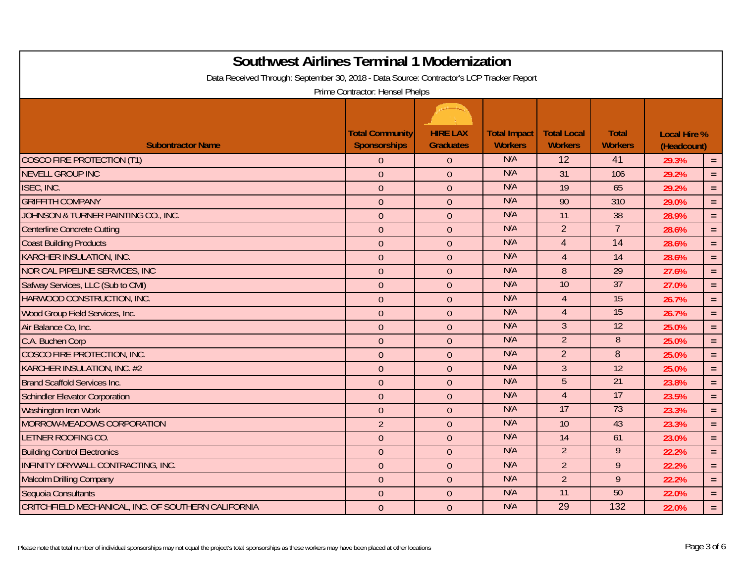# Southwest Airlines Terminal 1 Modernization

Data Received Through: September 30, 2018 - Data Source: Contractor's LCP Tracker Report

Prime Contractor: Hensel Phelps

| Subontractor Name | Total Community Sponsorships | HIRE LAX Graduates | Total Impact Workers | Total Local Workers | Total Workers | Local Hire % (Headcount) | |
|---|---|---|---|---|---|---|---|
| COSCO FIRE PROTECTION (T1) | 0 | 0 | N/A | 12 | 41 | 29.3% | = |
| NEVELL GROUP INC | 0 | 0 | N/A | 31 | 106 | 29.2% | = |
| ISEC, INC. | 0 | 0 | N/A | 19 | 65 | 29.2% | = |
| GRIFFITH COMPANY | 0 | 0 | N/A | 90 | 310 | 29.0% | = |
| JOHNSON & TURNER PAINTING CO., INC. | 0 | 0 | N/A | 11 | 38 | 28.9% | = |
| Centerline Concrete Cutting | 0 | 0 | N/A | 2 | 7 | 28.6% | = |
| Coast Building Products | 0 | 0 | N/A | 4 | 14 | 28.6% | = |
| KARCHER INSULATION, INC. | 0 | 0 | N/A | 4 | 14 | 28.6% | = |
| NOR CAL PIPELINE SERVICES, INC | 0 | 0 | N/A | 8 | 29 | 27.6% | = |
| Safway Services, LLC (Sub to CMI) | 0 | 0 | N/A | 10 | 37 | 27.0% | = |
| HARWOOD CONSTRUCTION, INC. | 0 | 0 | N/A | 4 | 15 | 26.7% | = |
| Wood Group Field Services, Inc. | 0 | 0 | N/A | 4 | 15 | 26.7% | = |
| Air Balance Co, Inc. | 0 | 0 | N/A | 3 | 12 | 25.0% | = |
| C.A. Buchen Corp | 0 | 0 | N/A | 2 | 8 | 25.0% | = |
| COSCO FIRE PROTECTION, INC. | 0 | 0 | N/A | 2 | 8 | 25.0% | = |
| KARCHER INSULATION, INC. #2 | 0 | 0 | N/A | 3 | 12 | 25.0% | = |
| Brand Scaffold Services Inc. | 0 | 0 | N/A | 5 | 21 | 23.8% | = |
| Schindler Elevator Corporation | 0 | 0 | N/A | 4 | 17 | 23.5% | = |
| Washington Iron Work | 0 | 0 | N/A | 17 | 73 | 23.3% | = |
| MORROW-MEADOWS CORPORATION | 2 | 0 | N/A | 10 | 43 | 23.3% | = |
| LETNER ROOFING CO. | 0 | 0 | N/A | 14 | 61 | 23.0% | = |
| Building Control Electronics | 0 | 0 | N/A | 2 | 9 | 22.2% | = |
| INFINITY DRYWALL CONTRACTING, INC. | 0 | 0 | N/A | 2 | 9 | 22.2% | = |
| Malcolm Drilling Company | 0 | 0 | N/A | 2 | 9 | 22.2% | = |
| Sequoia Consultants | 0 | 0 | N/A | 11 | 50 | 22.0% | = |
| CRITCHFIELD MECHANICAL, INC. OF SOUTHERN CALIFORNIA | 0 | 0 | N/A | 29 | 132 | 22.0% | = |

Please note that total number of individual sponsorships may not equal the project's total sponsorships as these workers may have been placed at other locations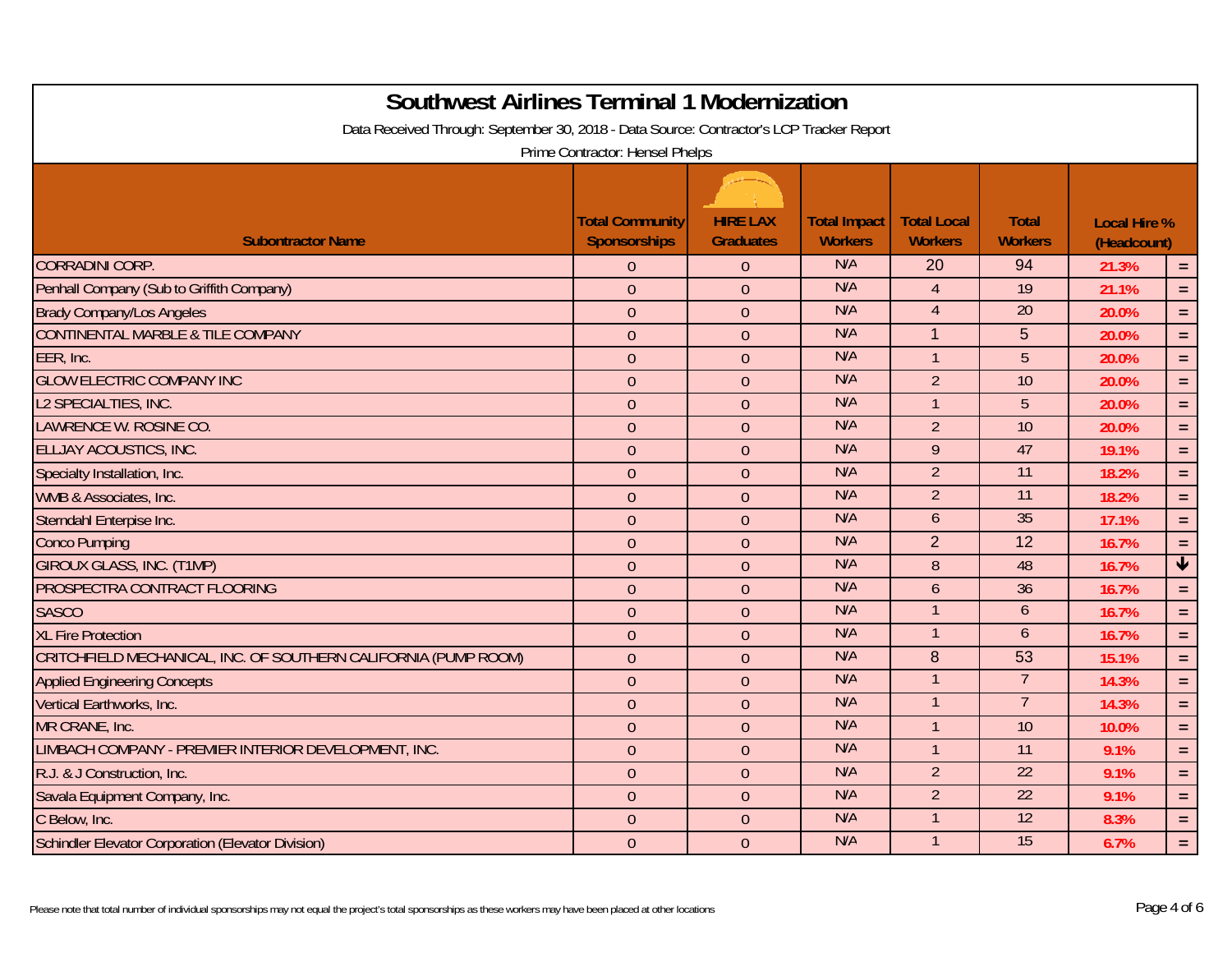# Southwest Airlines Terminal 1 Modernization

Data Received Through: September 30, 2018 - Data Source: Contractor's LCP Tracker Report

Prime Contractor: Hensel Phelps

| Subontractor Name | Total Community Sponsorships | HIRE LAX Graduates | Total Impact Workers | Total Local Workers | Total Workers | Local Hire % (Headcount) | |
|---|---|---|---|---|---|---|---|
| CORRADINI CORP. | 0 | 0 | N/A | 20 | 94 | 21.3% | = |
| Penhall Company (Sub to Griffith Company) | 0 | 0 | N/A | 4 | 19 | 21.1% | = |
| Brady Company/Los Angeles | 0 | 0 | N/A | 4 | 20 | 20.0% | = |
| CONTINENTAL MARBLE & TILE COMPANY | 0 | 0 | N/A | 1 | 5 | 20.0% | = |
| EER, Inc. | 0 | 0 | N/A | 1 | 5 | 20.0% | = |
| GLOW ELECTRIC COMPANY INC | 0 | 0 | N/A | 2 | 10 | 20.0% | = |
| L2 SPECIALTIES, INC. | 0 | 0 | N/A | 1 | 5 | 20.0% | = |
| LAWRENCE W. ROSINE CO. | 0 | 0 | N/A | 2 | 10 | 20.0% | = |
| ELLJAY ACOUSTICS, INC. | 0 | 0 | N/A | 9 | 47 | 19.1% | = |
| Specialty Installation, Inc. | 0 | 0 | N/A | 2 | 11 | 18.2% | = |
| WMB & Associates, Inc. | 0 | 0 | N/A | 2 | 11 | 18.2% | = |
| Sterndahl Enterpise Inc. | 0 | 0 | N/A | 6 | 35 | 17.1% | = |
| Conco Pumping | 0 | 0 | N/A | 2 | 12 | 16.7% | = |
| GIROUX GLASS, INC. (T1MP) | 0 | 0 | N/A | 8 | 48 | 16.7% | ↓ |
| PROSPECTRA CONTRACT FLOORING | 0 | 0 | N/A | 6 | 36 | 16.7% | = |
| SASCO | 0 | 0 | N/A | 1 | 6 | 16.7% | = |
| XL Fire Protection | 0 | 0 | N/A | 1 | 6 | 16.7% | = |
| CRITCHFIELD MECHANICAL, INC. OF SOUTHERN CALIFORNIA (PUMP ROOM) | 0 | 0 | N/A | 8 | 53 | 15.1% | = |
| Applied Engineering Concepts | 0 | 0 | N/A | 1 | 7 | 14.3% | = |
| Vertical Earthworks, Inc. | 0 | 0 | N/A | 1 | 7 | 14.3% | = |
| MR CRANE, Inc. | 0 | 0 | N/A | 1 | 10 | 10.0% | = |
| LIMBACH COMPANY - PREMIER INTERIOR DEVELOPMENT, INC. | 0 | 0 | N/A | 1 | 11 | 9.1% | = |
| R.J. & J Construction, Inc. | 0 | 0 | N/A | 2 | 22 | 9.1% | = |
| Savala Equipment Company, Inc. | 0 | 0 | N/A | 2 | 22 | 9.1% | = |
| C Below, Inc. | 0 | 0 | N/A | 1 | 12 | 8.3% | = |
| Schindler Elevator Corporation (Elevator Division) | 0 | 0 | N/A | 1 | 15 | 6.7% | = |

Please note that total number of individual sponsorships may not equal the project's total sponsorships as these workers may have been placed at other locations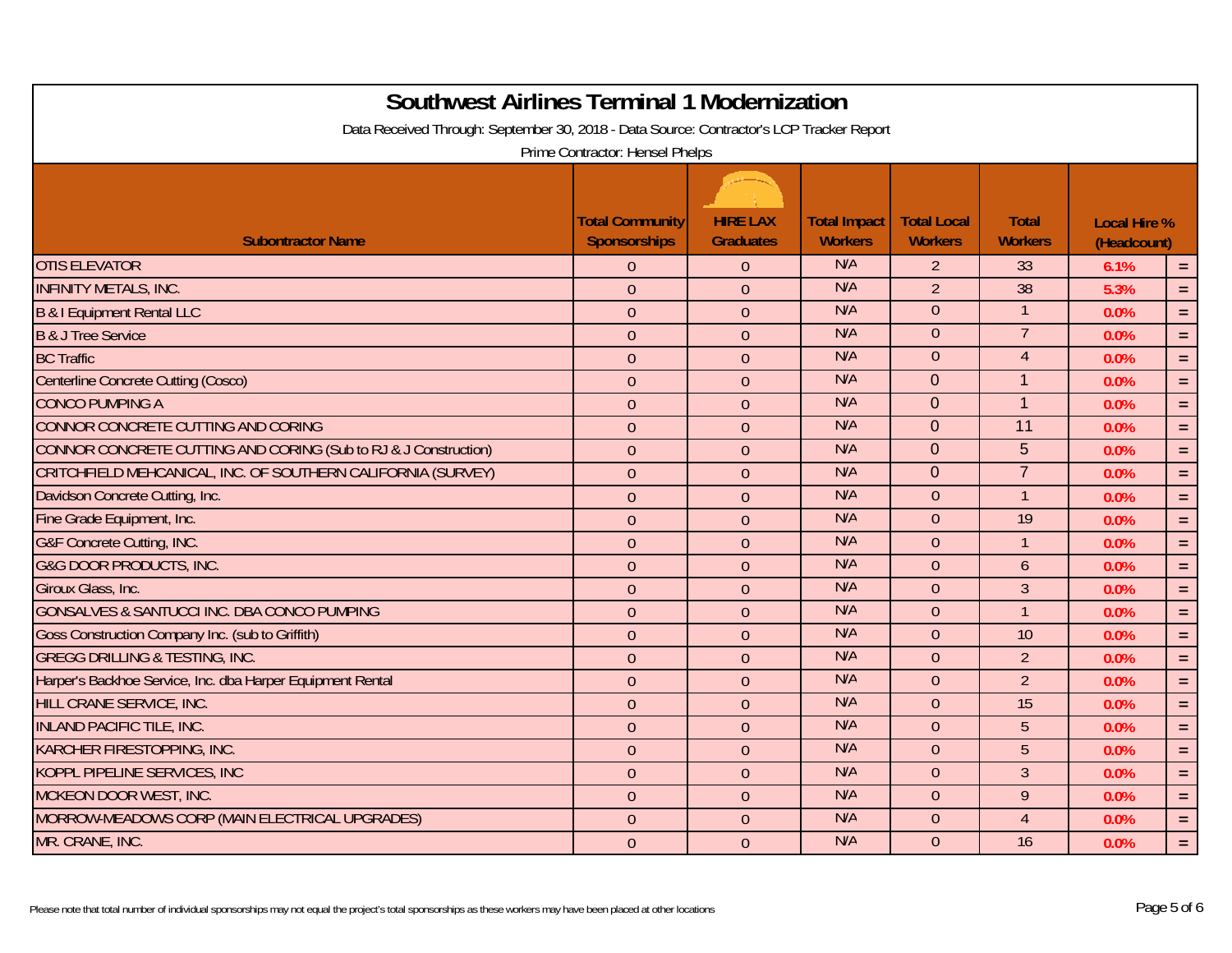# Southwest Airlines Terminal 1 Modernization

Data Received Through: September 30, 2018 - Data Source: Contractor's LCP Tracker Report

Prime Contractor: Hensel Phelps

| Subontractor Name | Total Community Sponsorships | HIRE LAX Graduates | Total Impact Workers | Total Local Workers | Total Workers | Local Hire % (Headcount) | |
|---|---|---|---|---|---|---|---|
| OTIS ELEVATOR | 0 | 0 | N/A | 2 | 33 | 6.1% | = |
| INFINITY METALS, INC. | 0 | 0 | N/A | 2 | 38 | 5.3% | = |
| B & I Equipment Rental LLC | 0 | 0 | N/A | 0 | 1 | 0.0% | = |
| B & J Tree Service | 0 | 0 | N/A | 0 | 7 | 0.0% | = |
| BC Traffic | 0 | 0 | N/A | 0 | 4 | 0.0% | = |
| Centerline Concrete Cutting (Cosco) | 0 | 0 | N/A | 0 | 1 | 0.0% | = |
| CONCO PUMPING A | 0 | 0 | N/A | 0 | 1 | 0.0% | = |
| CONNOR CONCRETE CUTTING AND CORING | 0 | 0 | N/A | 0 | 11 | 0.0% | = |
| CONNOR CONCRETE CUTTING AND CORING (Sub to RJ & J Construction) | 0 | 0 | N/A | 0 | 5 | 0.0% | = |
| CRITCHFIELD MEHCANICAL, INC. OF SOUTHERN CALIFORNIA (SURVEY) | 0 | 0 | N/A | 0 | 7 | 0.0% | = |
| Davidson Concrete Cutting, Inc. | 0 | 0 | N/A | 0 | 1 | 0.0% | = |
| Fine Grade Equipment, Inc. | 0 | 0 | N/A | 0 | 19 | 0.0% | = |
| G&F Concrete Cutting, INC. | 0 | 0 | N/A | 0 | 1 | 0.0% | = |
| G&G DOOR PRODUCTS, INC. | 0 | 0 | N/A | 0 | 6 | 0.0% | = |
| Giroux Glass, Inc. | 0 | 0 | N/A | 0 | 3 | 0.0% | = |
| GONSALVES & SANTUCCI INC. DBA CONCO PUMPING | 0 | 0 | N/A | 0 | 1 | 0.0% | = |
| Goss Construction Company Inc. (sub to Griffith) | 0 | 0 | N/A | 0 | 10 | 0.0% | = |
| GREGG DRILLING & TESTING, INC. | 0 | 0 | N/A | 0 | 2 | 0.0% | = |
| Harper's Backhoe Service, Inc. dba Harper Equipment Rental | 0 | 0 | N/A | 0 | 2 | 0.0% | = |
| HILL CRANE SERVICE, INC. | 0 | 0 | N/A | 0 | 15 | 0.0% | = |
| INLAND PACIFIC TILE, INC. | 0 | 0 | N/A | 0 | 5 | 0.0% | = |
| KARCHER FIRESTOPPING, INC. | 0 | 0 | N/A | 0 | 5 | 0.0% | = |
| KOPPL PIPELINE SERVICES, INC | 0 | 0 | N/A | 0 | 3 | 0.0% | = |
| MCKEON DOOR WEST, INC. | 0 | 0 | N/A | 0 | 9 | 0.0% | = |
| MORROW-MEADOWS CORP (MAIN ELECTRICAL UPGRADES) | 0 | 0 | N/A | 0 | 4 | 0.0% | = |
| MR. CRANE, INC. | 0 | 0 | N/A | 0 | 16 | 0.0% | = |

Please note that total number of individual sponsorships may not equal the project's total sponsorships as these workers may have been placed at other locations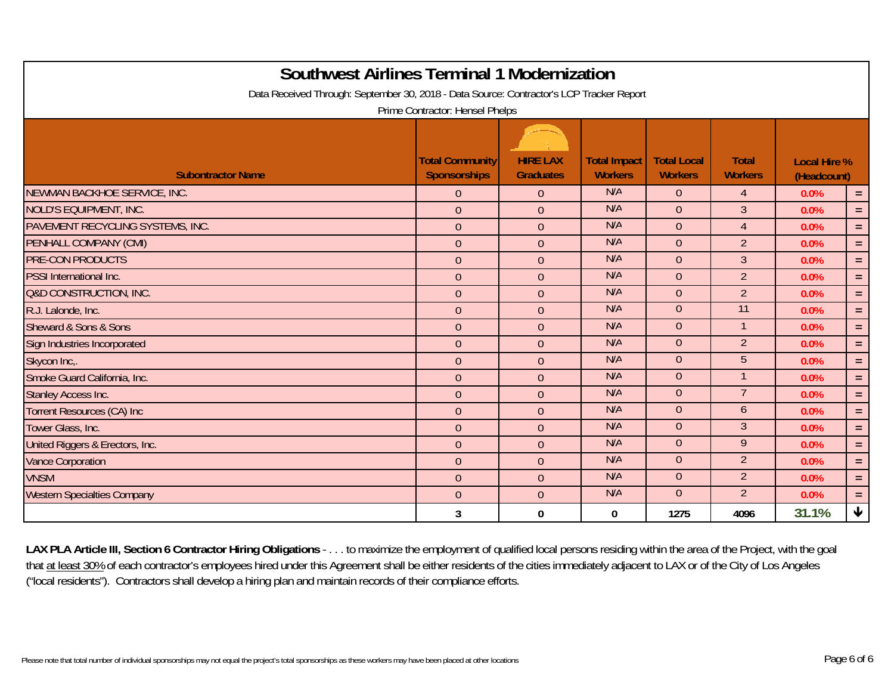# Southwest Airlines Terminal 1 Modernization

Data Received Through: September 30, 2018 - Data Source: Contractor's LCP Tracker Report

Prime Contractor: Hensel Phelps

| Subontractor Name | Total Community Sponsorships | HIRE LAX Graduates | Total Impact Workers | Total Local Workers | Total Workers | Local Hire % (Headcount) | |
|---|---|---|---|---|---|---|---|
| NEWMAN BACKHOE SERVICE, INC. | 0 | 0 | N/A | 0 | 4 | 0.0% | = |
| NOLD'S EQUIPMENT, INC. | 0 | 0 | N/A | 0 | 3 | 0.0% | = |
| PAVEMENT RECYCLING SYSTEMS, INC. | 0 | 0 | N/A | 0 | 4 | 0.0% | = |
| PENHALL COMPANY (CMI) | 0 | 0 | N/A | 0 | 2 | 0.0% | = |
| PRE-CON PRODUCTS | 0 | 0 | N/A | 0 | 3 | 0.0% | = |
| PSSI International Inc. | 0 | 0 | N/A | 0 | 2 | 0.0% | = |
| Q&D CONSTRUCTION, INC. | 0 | 0 | N/A | 0 | 2 | 0.0% | = |
| R.J. Lalonde, Inc. | 0 | 0 | N/A | 0 | 11 | 0.0% | = |
| Sheward & Sons & Sons | 0 | 0 | N/A | 0 | 1 | 0.0% | = |
| Sign Industries Incorporated | 0 | 0 | N/A | 0 | 2 | 0.0% | = |
| Skycon Inc,. | 0 | 0 | N/A | 0 | 5 | 0.0% | = |
| Smoke Guard California, Inc. | 0 | 0 | N/A | 0 | 1 | 0.0% | = |
| Stanley Access Inc. | 0 | 0 | N/A | 0 | 7 | 0.0% | = |
| Torrent Resources (CA) Inc | 0 | 0 | N/A | 0 | 6 | 0.0% | = |
| Tower Glass, Inc. | 0 | 0 | N/A | 0 | 3 | 0.0% | = |
| United Riggers & Erectors, Inc. | 0 | 0 | N/A | 0 | 9 | 0.0% | = |
| Vance Corporation | 0 | 0 | N/A | 0 | 2 | 0.0% | = |
| VNSM | 0 | 0 | N/A | 0 | 2 | 0.0% | = |
| Western Specialties Company | 0 | 0 | N/A | 0 | 2 | 0.0% | = |
| | 3 | 0 | 0 | 1275 | 4096 | 31.1% | ↓ |

**LAX PLA Article III, Section 6 Contractor Hiring Obligations** - . . . to maximize the employment of qualified local persons residing within the area of the Project, with the goal that at least 30% of each contractor's employees hired under this Agreement shall be either residents of the cities immediately adjacent to LAX or of the City of Los Angeles ("local residents"). Contractors shall develop a hiring plan and maintain records of their compliance efforts.

Please note that total number of individual sponsorships may not equal the project's total sponsorships as these workers may have been placed at other locations